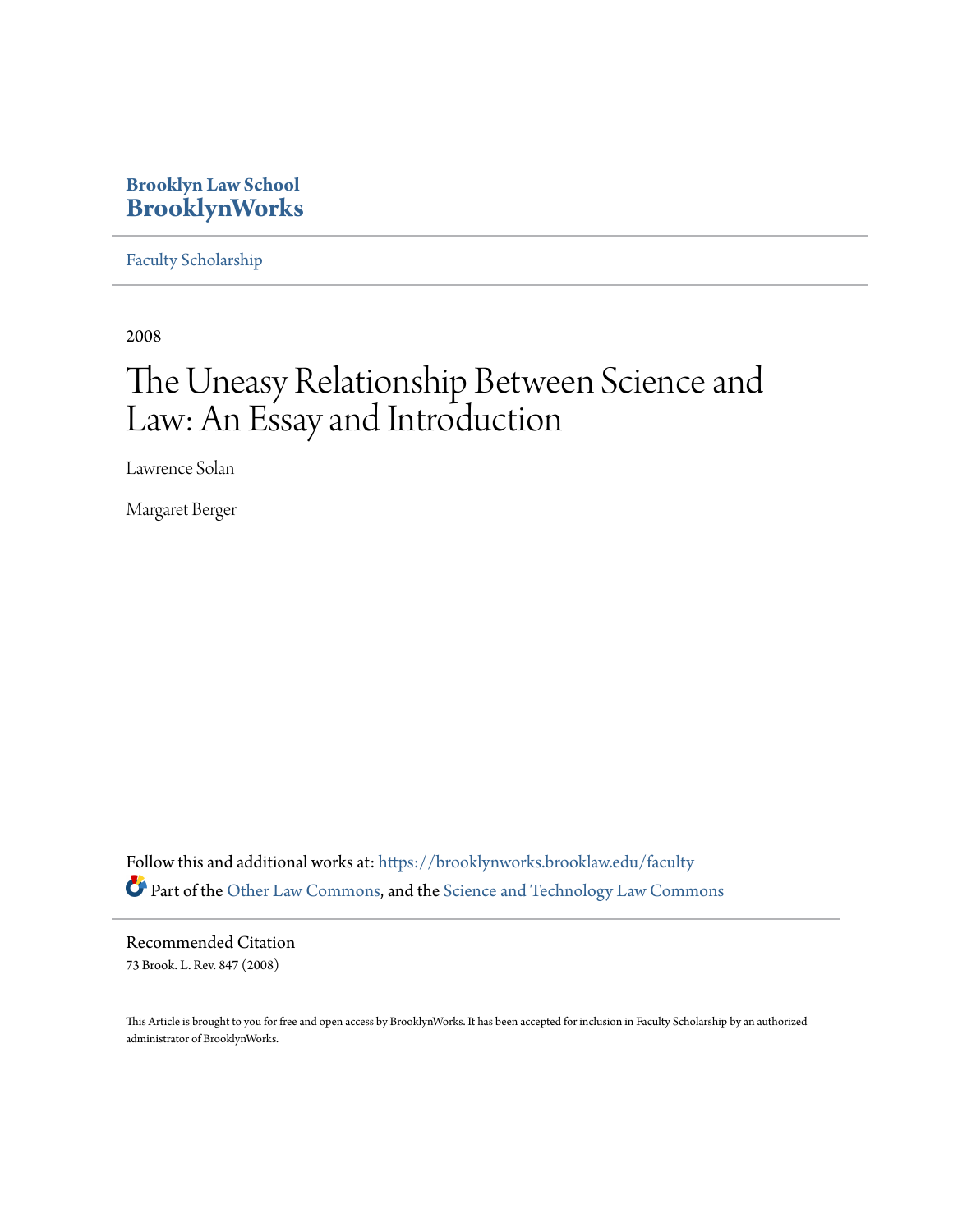Brooklyn Law School
**BrooklynWorks**

Faculty Scholarship

2008

# The Uneasy Relationship Between Science and Law: An Essay and Introduction

Lawrence Solan

Margaret Berger

Follow this and additional works at: https://brooklynworks.brooklaw.edu/faculty

Part of the Other Law Commons, and the Science and Technology Law Commons

Recommended Citation

73 Brook. L. Rev. 847 (2008)

This Article is brought to you for free and open access by BrooklynWorks. It has been accepted for inclusion in Faculty Scholarship by an authorized administrator of BrooklynWorks.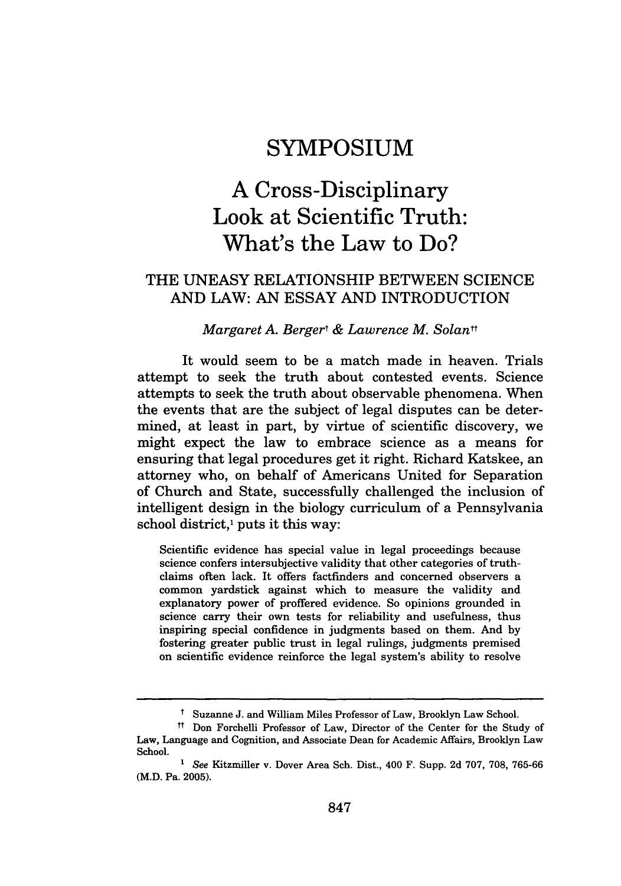# SYMPOSIUM

# A Cross-Disciplinary Look at Scientific Truth: What's the Law to Do?

## THE UNEASY RELATIONSHIP BETWEEN SCIENCE AND LAW: AN ESSAY AND INTRODUCTION

*Margaret A. Berger*† *& Lawrence M. Solan*††

It would seem to be a match made in heaven. Trials attempt to seek the truth about contested events. Science attempts to seek the truth about observable phenomena. When the events that are the subject of legal disputes can be determined, at least in part, by virtue of scientific discovery, we might expect the law to embrace science as a means for ensuring that legal procedures get it right. Richard Katskee, an attorney who, on behalf of Americans United for Separation of Church and State, successfully challenged the inclusion of intelligent design in the biology curriculum of a Pennsylvania school district,[1] puts it this way:

> Scientific evidence has special value in legal proceedings because science confers intersubjective validity that other categories of truth-claims often lack. It offers factfinders and concerned observers a common yardstick against which to measure the validity and explanatory power of proffered evidence. So opinions grounded in science carry their own tests for reliability and usefulness, thus inspiring special confidence in judgments based on them. And by fostering greater public trust in legal rulings, judgments premised on scientific evidence reinforce the legal system's ability to resolve

---

† Suzanne J. and William Miles Professor of Law, Brooklyn Law School.

†† Don Forchelli Professor of Law, Director of the Center for the Study of Law, Language and Cognition, and Associate Dean for Academic Affairs, Brooklyn Law School.

[1] *See* Kitzmiller v. Dover Area Sch. Dist., 400 F. Supp. 2d 707, 708, 765-66 (M.D. Pa. 2005).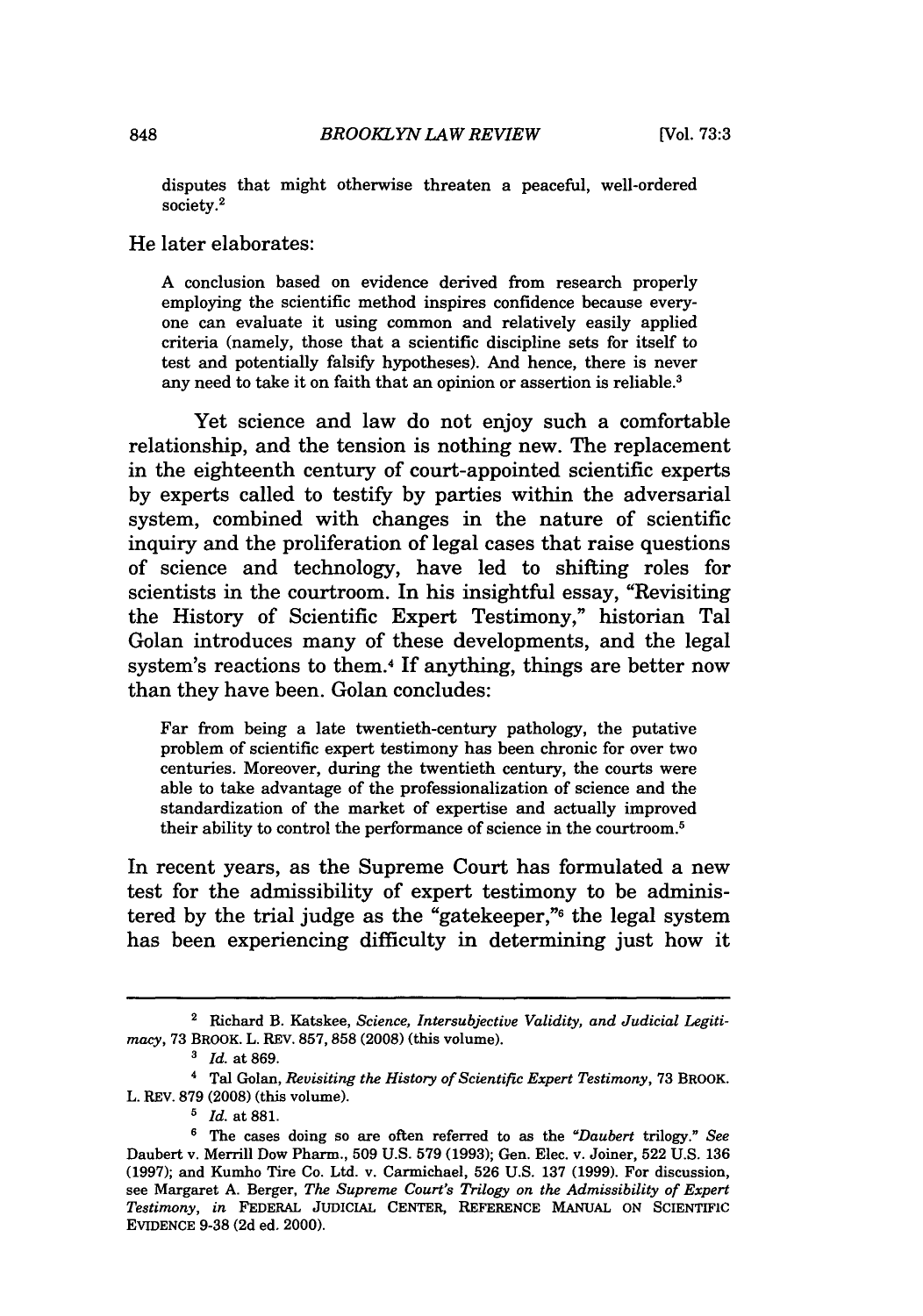> disputes that might otherwise threaten a peaceful, well-ordered society.[2]

He later elaborates:

> A conclusion based on evidence derived from research properly employing the scientific method inspires confidence because everyone can evaluate it using common and relatively easily applied criteria (namely, those that a scientific discipline sets for itself to test and potentially falsify hypotheses). And hence, there is never any need to take it on faith that an opinion or assertion is reliable.[3]

Yet science and law do not enjoy such a comfortable relationship, and the tension is nothing new. The replacement in the eighteenth century of court-appointed scientific experts by experts called to testify by parties within the adversarial system, combined with changes in the nature of scientific inquiry and the proliferation of legal cases that raise questions of science and technology, have led to shifting roles for scientists in the courtroom. In his insightful essay, "Revisiting the History of Scientific Expert Testimony," historian Tal Golan introduces many of these developments, and the legal system's reactions to them.[4] If anything, things are better now than they have been. Golan concludes:

> Far from being a late twentieth-century pathology, the putative problem of scientific expert testimony has been chronic for over two centuries. Moreover, during the twentieth century, the courts were able to take advantage of the professionalization of science and the standardization of the market of expertise and actually improved their ability to control the performance of science in the courtroom.[5]

In recent years, as the Supreme Court has formulated a new test for the admissibility of expert testimony to be administered by the trial judge as the "gatekeeper,"[6] the legal system has been experiencing difficulty in determining just how it

---

[2] Richard B. Katskee, *Science, Intersubjective Validity, and Judicial Legitimacy*, 73 BROOK. L. REV. 857, 858 (2008) (this volume).

[3] *Id.* at 869.

[4] Tal Golan, *Revisiting the History of Scientific Expert Testimony*, 73 BROOK. L. REV. 879 (2008) (this volume).

[5] *Id.* at 881.

[6] The cases doing so are often referred to as the "*Daubert* trilogy." *See* Daubert v. Merrill Dow Pharm., 509 U.S. 579 (1993); Gen. Elec. v. Joiner, 522 U.S. 136 (1997); and Kumho Tire Co. Ltd. v. Carmichael, 526 U.S. 137 (1999). For discussion, see Margaret A. Berger, *The Supreme Court's Trilogy on the Admissibility of Expert Testimony*, *in* FEDERAL JUDICIAL CENTER, REFERENCE MANUAL ON SCIENTIFIC EVIDENCE 9-38 (2d ed. 2000).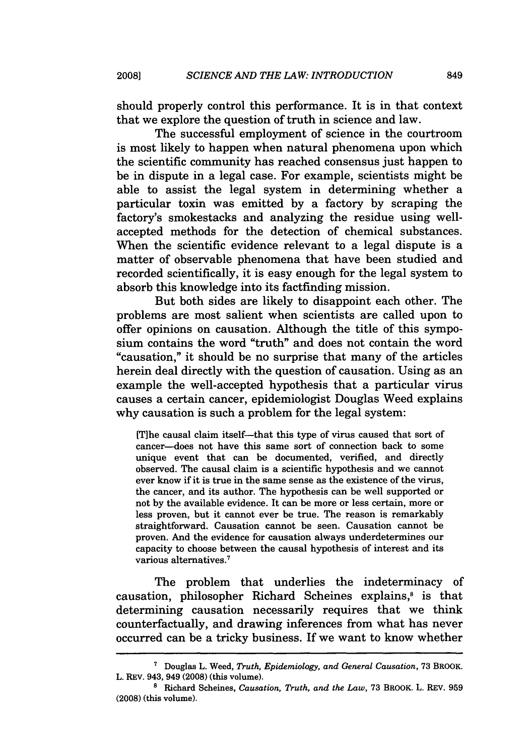should properly control this performance. It is in that context that we explore the question of truth in science and law.

The successful employment of science in the courtroom is most likely to happen when natural phenomena upon which the scientific community has reached consensus just happen to be in dispute in a legal case. For example, scientists might be able to assist the legal system in determining whether a particular toxin was emitted by a factory by scraping the factory's smokestacks and analyzing the residue using well-accepted methods for the detection of chemical substances. When the scientific evidence relevant to a legal dispute is a matter of observable phenomena that have been studied and recorded scientifically, it is easy enough for the legal system to absorb this knowledge into its factfinding mission.

But both sides are likely to disappoint each other. The problems are most salient when scientists are called upon to offer opinions on causation. Although the title of this symposium contains the word "truth" and does not contain the word "causation," it should be no surprise that many of the articles herein deal directly with the question of causation. Using as an example the well-accepted hypothesis that a particular virus causes a certain cancer, epidemiologist Douglas Weed explains why causation is such a problem for the legal system:

> [T]he causal claim itself—that this type of virus caused that sort of cancer—does not have this same sort of connection back to some unique event that can be documented, verified, and directly observed. The causal claim is a scientific hypothesis and we cannot ever know if it is true in the same sense as the existence of the virus, the cancer, and its author. The hypothesis can be well supported or not by the available evidence. It can be more or less certain, more or less proven, but it cannot ever be true. The reason is remarkably straightforward. Causation cannot be seen. Causation cannot be proven. And the evidence for causation always underdetermines our capacity to choose between the causal hypothesis of interest and its various alternatives.[7]

The problem that underlies the indeterminacy of causation, philosopher Richard Scheines explains,[8] is that determining causation necessarily requires that we think counterfactually, and drawing inferences from what has never occurred can be a tricky business. If we want to know whether

---

[7] Douglas L. Weed, *Truth, Epidemiology, and General Causation*, 73 BROOK. L. REV. 943, 949 (2008) (this volume).

[8] Richard Scheines, *Causation, Truth, and the Law*, 73 BROOK. L. REV. 959 (2008) (this volume).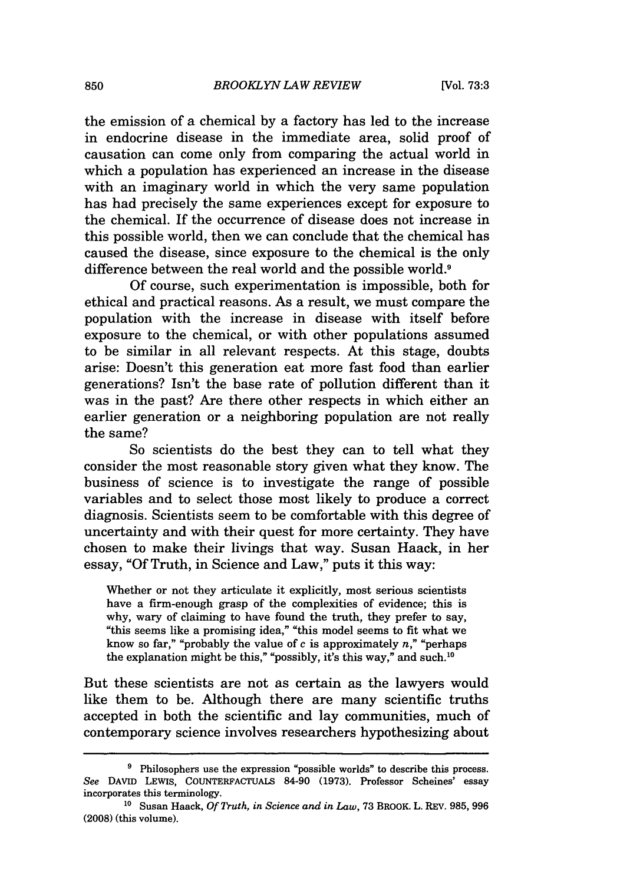the emission of a chemical by a factory has led to the increase in endocrine disease in the immediate area, solid proof of causation can come only from comparing the actual world in which a population has experienced an increase in the disease with an imaginary world in which the very same population has had precisely the same experiences except for exposure to the chemical. If the occurrence of disease does not increase in this possible world, then we can conclude that the chemical has caused the disease, since exposure to the chemical is the only difference between the real world and the possible world.[9]

Of course, such experimentation is impossible, both for ethical and practical reasons. As a result, we must compare the population with the increase in disease with itself before exposure to the chemical, or with other populations assumed to be similar in all relevant respects. At this stage, doubts arise: Doesn't this generation eat more fast food than earlier generations? Isn't the base rate of pollution different than it was in the past? Are there other respects in which either an earlier generation or a neighboring population are not really the same?

So scientists do the best they can to tell what they consider the most reasonable story given what they know. The business of science is to investigate the range of possible variables and to select those most likely to produce a correct diagnosis. Scientists seem to be comfortable with this degree of uncertainty and with their quest for more certainty. They have chosen to make their livings that way. Susan Haack, in her essay, "Of Truth, in Science and Law," puts it this way:

> Whether or not they articulate it explicitly, most serious scientists have a firm-enough grasp of the complexities of evidence; this is why, wary of claiming to have found the truth, they prefer to say, "this seems like a promising idea," "this model seems to fit what we know so far," "probably the value of *c* is approximately *n*," "perhaps the explanation might be this," "possibly, it's this way," and such.[10]

But these scientists are not as certain as the lawyers would like them to be. Although there are many scientific truths accepted in both the scientific and lay communities, much of contemporary science involves researchers hypothesizing about

---

[9] Philosophers use the expression "possible worlds" to describe this process. *See* DAVID LEWIS, COUNTERFACTUALS 84-90 (1973). Professor Scheines' essay incorporates this terminology.

[10] Susan Haack, *Of Truth, in Science and in Law*, 73 BROOK. L. REV. 985, 996 (2008) (this volume).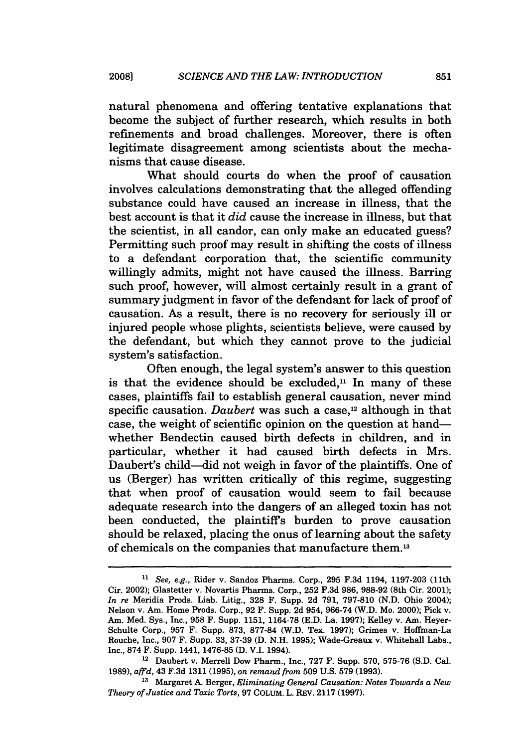natural phenomena and offering tentative explanations that become the subject of further research, which results in both refinements and broad challenges. Moreover, there is often legitimate disagreement among scientists about the mechanisms that cause disease.

What should courts do when the proof of causation involves calculations demonstrating that the alleged offending substance could have caused an increase in illness, that the best account is that it *did* cause the increase in illness, but that the scientist, in all candor, can only make an educated guess? Permitting such proof may result in shifting the costs of illness to a defendant corporation that, the scientific community willingly admits, might not have caused the illness. Barring such proof, however, will almost certainly result in a grant of summary judgment in favor of the defendant for lack of proof of causation. As a result, there is no recovery for seriously ill or injured people whose plights, scientists believe, were caused by the defendant, but which they cannot prove to the judicial system's satisfaction.

Often enough, the legal system's answer to this question is that the evidence should be excluded,[11] In many of these cases, plaintiffs fail to establish general causation, never mind specific causation. *Daubert* was such a case,[12] although in that case, the weight of scientific opinion on the question at hand—whether Bendectin caused birth defects in children, and in particular, whether it had caused birth defects in Mrs. Daubert's child—did not weigh in favor of the plaintiffs. One of us (Berger) has written critically of this regime, suggesting that when proof of causation would seem to fail because adequate research into the dangers of an alleged toxin has not been conducted, the plaintiff's burden to prove causation should be relaxed, placing the onus of learning about the safety of chemicals on the companies that manufacture them.[13]

---

[11] *See, e.g.*, Rider v. Sandoz Pharms. Corp., 295 F.3d 1194, 1197-203 (11th Cir. 2002); Glastetter v. Novartis Pharms. Corp., 252 F.3d 986, 988-92 (8th Cir. 2001); *In re* Meridia Prods. Liab. Litig., 328 F. Supp. 2d 791, 797-810 (N.D. Ohio 2004); Nelson v. Am. Home Prods. Corp., 92 F. Supp. 2d 954, 966-74 (W.D. Mo. 2000); Pick v. Am. Med. Sys., Inc., 958 F. Supp. 1151, 1164-78 (E.D. La. 1997); Kelley v. Am. Heyer-Schulte Corp., 957 F. Supp. 873, 877-84 (W.D. Tex. 1997); Grimes v. Hoffman-La Rouche, Inc., 907 F. Supp. 33, 37-39 (D. N.H. 1995); Wade-Greaux v. Whitehall Labs., Inc., 874 F. Supp. 1441, 1476-85 (D. V.I. 1994).

[12] Daubert v. Merrell Dow Pharm., Inc., 727 F. Supp. 570, 575-76 (S.D. Cal. 1989), *aff'd*, 43 F.3d 1311 (1995), *on remand from* 509 U.S. 579 (1993).

[13] Margaret A. Berger, *Eliminating General Causation: Notes Towards a New Theory of Justice and Toxic Torts*, 97 COLUM. L. REV. 2117 (1997).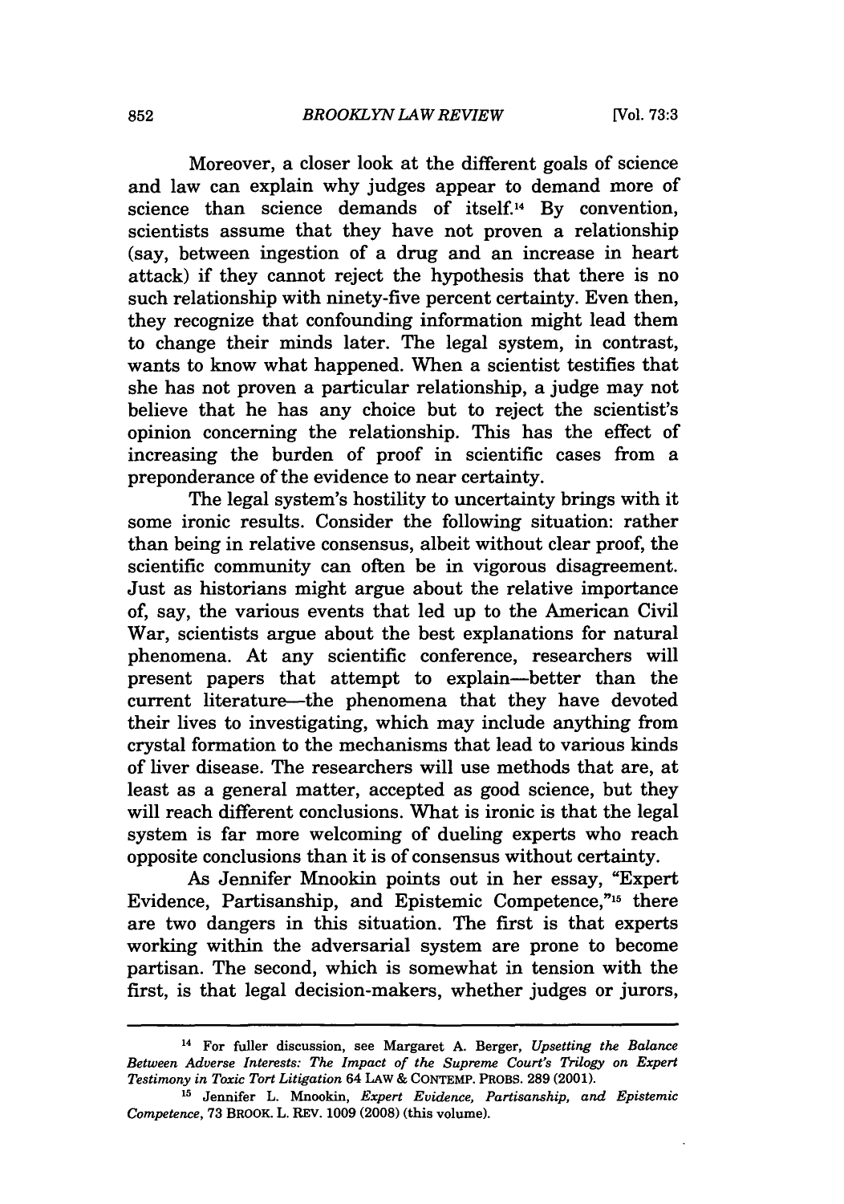Moreover, a closer look at the different goals of science and law can explain why judges appear to demand more of science than science demands of itself.[14] By convention, scientists assume that they have not proven a relationship (say, between ingestion of a drug and an increase in heart attack) if they cannot reject the hypothesis that there is no such relationship with ninety-five percent certainty. Even then, they recognize that confounding information might lead them to change their minds later. The legal system, in contrast, wants to know what happened. When a scientist testifies that she has not proven a particular relationship, a judge may not believe that he has any choice but to reject the scientist's opinion concerning the relationship. This has the effect of increasing the burden of proof in scientific cases from a preponderance of the evidence to near certainty.

The legal system's hostility to uncertainty brings with it some ironic results. Consider the following situation: rather than being in relative consensus, albeit without clear proof, the scientific community can often be in vigorous disagreement. Just as historians might argue about the relative importance of, say, the various events that led up to the American Civil War, scientists argue about the best explanations for natural phenomena. At any scientific conference, researchers will present papers that attempt to explain—better than the current literature—the phenomena that they have devoted their lives to investigating, which may include anything from crystal formation to the mechanisms that lead to various kinds of liver disease. The researchers will use methods that are, at least as a general matter, accepted as good science, but they will reach different conclusions. What is ironic is that the legal system is far more welcoming of dueling experts who reach opposite conclusions than it is of consensus without certainty.

As Jennifer Mnookin points out in her essay, "Expert Evidence, Partisanship, and Epistemic Competence,"[15] there are two dangers in this situation. The first is that experts working within the adversarial system are prone to become partisan. The second, which is somewhat in tension with the first, is that legal decision-makers, whether judges or jurors,

---

[14] For fuller discussion, see Margaret A. Berger, *Upsetting the Balance Between Adverse Interests: The Impact of the Supreme Court's Trilogy on Expert Testimony in Toxic Tort Litigation* 64 LAW & CONTEMP. PROBS. 289 (2001).

[15] Jennifer L. Mnookin, *Expert Evidence, Partisanship, and Epistemic Competence*, 73 BROOK. L. REV. 1009 (2008) (this volume).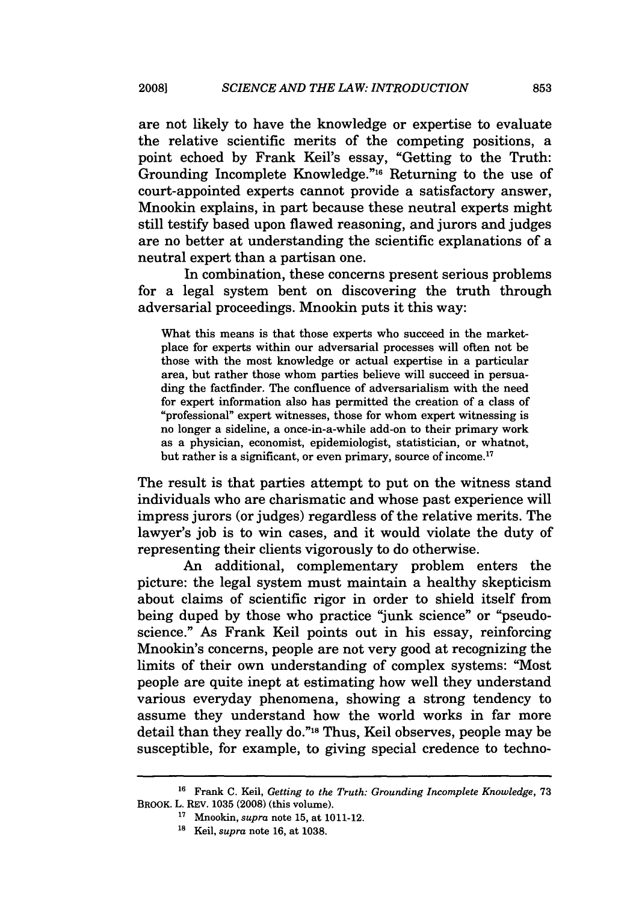are not likely to have the knowledge or expertise to evaluate the relative scientific merits of the competing positions, a point echoed by Frank Keil's essay, "Getting to the Truth: Grounding Incomplete Knowledge."[16] Returning to the use of court-appointed experts cannot provide a satisfactory answer, Mnookin explains, in part because these neutral experts might still testify based upon flawed reasoning, and jurors and judges are no better at understanding the scientific explanations of a neutral expert than a partisan one.

In combination, these concerns present serious problems for a legal system bent on discovering the truth through adversarial proceedings. Mnookin puts it this way:

> What this means is that those experts who succeed in the marketplace for experts within our adversarial processes will often not be those with the most knowledge or actual expertise in a particular area, but rather those whom parties believe will succeed in persuading the factfinder. The confluence of adversarialism with the need for expert information also has permitted the creation of a class of "professional" expert witnesses, those for whom expert witnessing is no longer a sideline, a once-in-a-while add-on to their primary work as a physician, economist, epidemiologist, statistician, or whatnot, but rather is a significant, or even primary, source of income.[17]

The result is that parties attempt to put on the witness stand individuals who are charismatic and whose past experience will impress jurors (or judges) regardless of the relative merits. The lawyer's job is to win cases, and it would violate the duty of representing their clients vigorously to do otherwise.

An additional, complementary problem enters the picture: the legal system must maintain a healthy skepticism about claims of scientific rigor in order to shield itself from being duped by those who practice "junk science" or "pseudoscience." As Frank Keil points out in his essay, reinforcing Mnookin's concerns, people are not very good at recognizing the limits of their own understanding of complex systems: "Most people are quite inept at estimating how well they understand various everyday phenomena, showing a strong tendency to assume they understand how the world works in far more detail than they really do."[18] Thus, Keil observes, people may be susceptible, for example, to giving special credence to techno-

---

[16] Frank C. Keil, *Getting to the Truth: Grounding Incomplete Knowledge*, 73 BROOK. L. REV. 1035 (2008) (this volume).

[17] Mnookin, *supra* note 15, at 1011-12.

[18] Keil, *supra* note 16, at 1038.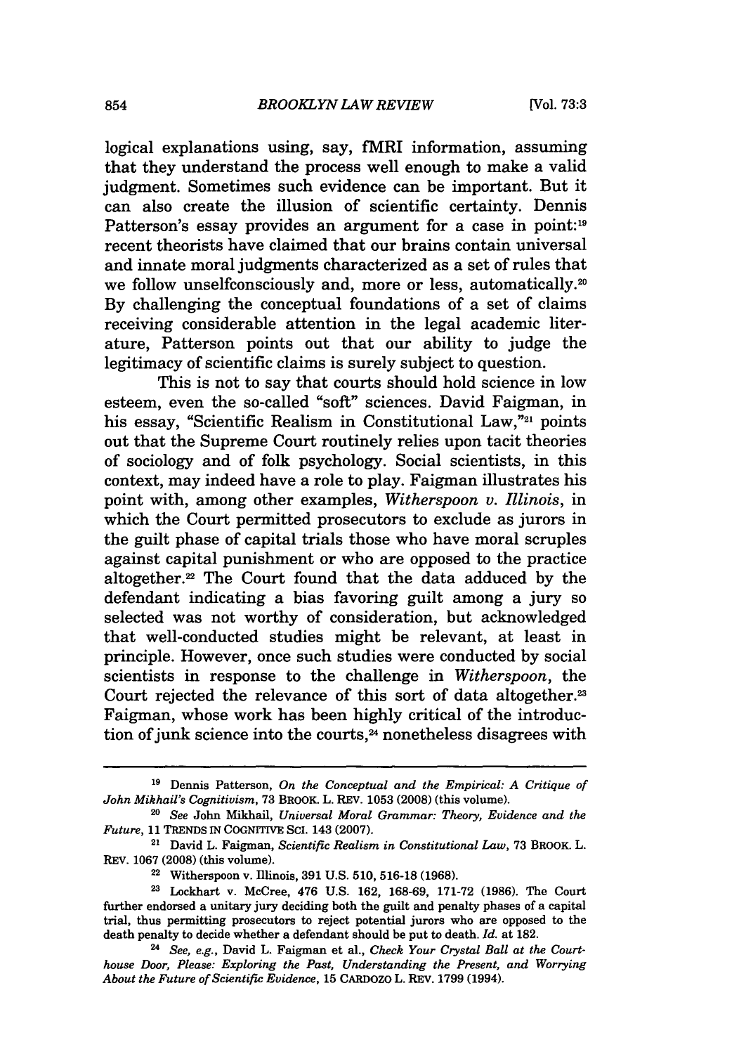logical explanations using, say, fMRI information, assuming that they understand the process well enough to make a valid judgment. Sometimes such evidence can be important. But it can also create the illusion of scientific certainty. Dennis Patterson's essay provides an argument for a case in point:[19] recent theorists have claimed that our brains contain universal and innate moral judgments characterized as a set of rules that we follow unselfconsciously and, more or less, automatically.[20] By challenging the conceptual foundations of a set of claims receiving considerable attention in the legal academic literature, Patterson points out that our ability to judge the legitimacy of scientific claims is surely subject to question.

This is not to say that courts should hold science in low esteem, even the so-called "soft" sciences. David Faigman, in his essay, "Scientific Realism in Constitutional Law,"[21] points out that the Supreme Court routinely relies upon tacit theories of sociology and of folk psychology. Social scientists, in this context, may indeed have a role to play. Faigman illustrates his point with, among other examples, *Witherspoon v. Illinois*, in which the Court permitted prosecutors to exclude as jurors in the guilt phase of capital trials those who have moral scruples against capital punishment or who are opposed to the practice altogether.[22] The Court found that the data adduced by the defendant indicating a bias favoring guilt among a jury so selected was not worthy of consideration, but acknowledged that well-conducted studies might be relevant, at least in principle. However, once such studies were conducted by social scientists in response to the challenge in *Witherspoon*, the Court rejected the relevance of this sort of data altogether.[23] Faigman, whose work has been highly critical of the introduction of junk science into the courts,[24] nonetheless disagrees with

---

[19] Dennis Patterson, *On the Conceptual and the Empirical: A Critique of John Mikhail's Cognitivism*, 73 BROOK. L. REV. 1053 (2008) (this volume).

[20] *See* John Mikhail, *Universal Moral Grammar: Theory, Evidence and the Future*, 11 TRENDS IN COGNITIVE SCI. 143 (2007).

[21] David L. Faigman, *Scientific Realism in Constitutional Law*, 73 BROOK. L. REV. 1067 (2008) (this volume).

[22] Witherspoon v. Illinois, 391 U.S. 510, 516-18 (1968).

[23] Lockhart v. McCree, 476 U.S. 162, 168-69, 171-72 (1986). The Court further endorsed a unitary jury deciding both the guilt and penalty phases of a capital trial, thus permitting prosecutors to reject potential jurors who are opposed to the death penalty to decide whether a defendant should be put to death. *Id.* at 182.

[24] *See, e.g.*, David L. Faigman et al., *Check Your Crystal Ball at the Courthouse Door, Please: Exploring the Past, Understanding the Present, and Worrying About the Future of Scientific Evidence*, 15 CARDOZO L. REV. 1799 (1994).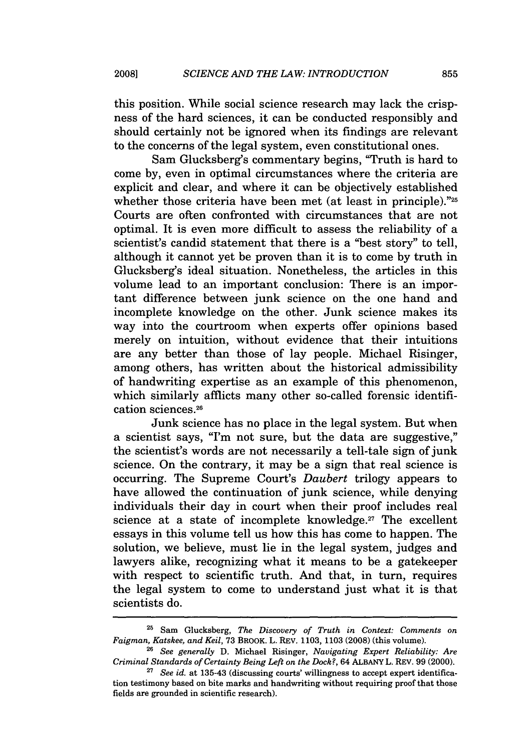this position. While social science research may lack the crispness of the hard sciences, it can be conducted responsibly and should certainly not be ignored when its findings are relevant to the concerns of the legal system, even constitutional ones.

Sam Glucksberg's commentary begins, "Truth is hard to come by, even in optimal circumstances where the criteria are explicit and clear, and where it can be objectively established whether those criteria have been met (at least in principle)."[25] Courts are often confronted with circumstances that are not optimal. It is even more difficult to assess the reliability of a scientist's candid statement that there is a "best story" to tell, although it cannot yet be proven than it is to come by truth in Glucksberg's ideal situation. Nonetheless, the articles in this volume lead to an important conclusion: There is an important difference between junk science on the one hand and incomplete knowledge on the other. Junk science makes its way into the courtroom when experts offer opinions based merely on intuition, without evidence that their intuitions are any better than those of lay people. Michael Risinger, among others, has written about the historical admissibility of handwriting expertise as an example of this phenomenon, which similarly afflicts many other so-called forensic identification sciences.[26]

Junk science has no place in the legal system. But when a scientist says, "I'm not sure, but the data are suggestive," the scientist's words are not necessarily a tell-tale sign of junk science. On the contrary, it may be a sign that real science is occurring. The Supreme Court's *Daubert* trilogy appears to have allowed the continuation of junk science, while denying individuals their day in court when their proof includes real science at a state of incomplete knowledge.[27] The excellent essays in this volume tell us how this has come to happen. The solution, we believe, must lie in the legal system, judges and lawyers alike, recognizing what it means to be a gatekeeper with respect to scientific truth. And that, in turn, requires the legal system to come to understand just what it is that scientists do.

---

[25] Sam Glucksberg, *The Discovery of Truth in Context: Comments on Faigman, Katskee, and Keil*, 73 BROOK. L. REV. 1103, 1103 (2008) (this volume).

[26] *See generally* D. Michael Risinger, *Navigating Expert Reliability: Are Criminal Standards of Certainty Being Left on the Dock?*, 64 ALBANY L. REV. 99 (2000).

[27] *See id.* at 135-43 (discussing courts' willingness to accept expert identification testimony based on bite marks and handwriting without requiring proof that those fields are grounded in scientific research).